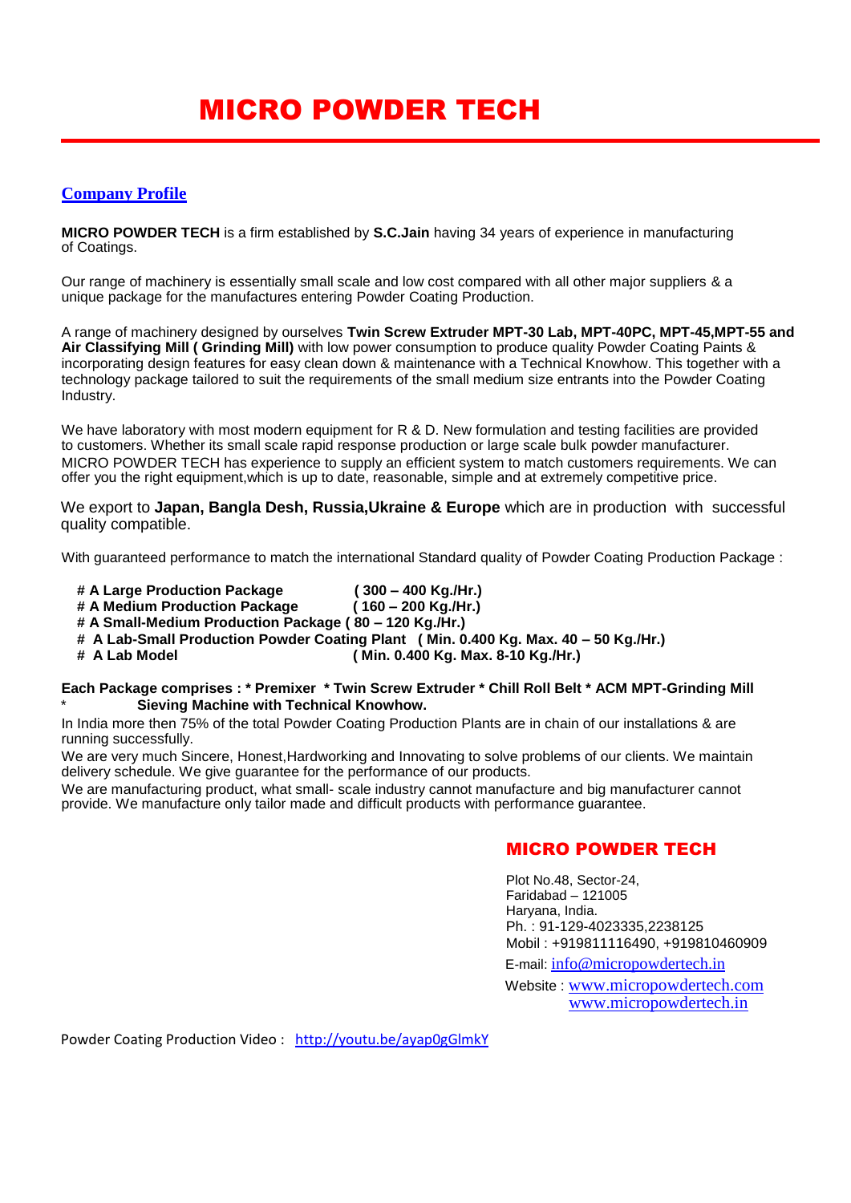# MICRO POWDER TECH

## Company Profile

**MICRO POWDER TECH** is a firm established by **S.C.Jain** having 34 years of experience in manufacturing of Coatings.

Our range of machinery is essentially small scale and low cost compared with all other major suppliers & a unique package for the manufactures entering Powder Coating Production.

A range of machinery designed by ourselves **Twin Screw Extruder MPT-30 Lab, MPT-40PC, MPT-45,MPT-55 and Air Classifying Mill ( Grinding Mill)** with low power consumption to produce quality Powder Coating Paints & incorporating design features for easy clean down & maintenance with a Technical Knowhow. This together with a technology package tailored to suit the requirements of the small medium size entrants into the Powder Coating Industry.

We have laboratory with most modern equipment for R & D. New formulation and testing facilities are provided to customers. Whether its small scale rapid response production or large scale bulk powder manufacturer. MICRO POWDER TECH has experience to supply an efficient system to match customers requirements. We can offer you the right equipment,which is up to date, reasonable, simple and at extremely competitive price.

We export to **Japan, Bangla Desh, Russia,Ukraine & Europe** which are in production with successful quality compatible.

With guaranteed performance to match the international Standard quality of Powder Coating Production Package :

- **# A Large Production Package ( 300 – 400 Kg./Hr.)**
- **# A Medium Production Package ( 160 – 200 Kg./Hr.)**
- **# A Small-Medium Production Package ( 80 – 120 Kg./Hr.)**
- **# A Lab-Small Production Powder Coating Plant ( Min. 0.400 Kg. Max. 40 – 50 Kg./Hr.)**
- **# A Lab Model ( Min. 0.400 Kg. Max. 8-10 Kg./Hr.)**

**Each Package comprises : * Premixer * Twin Screw Extruder * Chill Roll Belt * ACM MPT-Grinding Mill * Sieving Machine with Technical Knowhow.**

In India more then 75% of the total Powder Coating Production Plants are in chain of our installations & are running successfully.

We are very much Sincere, Honest,Hardworking and Innovating to solve problems of our clients. We maintain delivery schedule. We give guarantee for the performance of our products.

We are manufacturing product, what small- scale industry cannot manufacture and big manufacturer cannot provide. We manufacture only tailor made and difficult products with performance guarantee.

### MICRO POWDER TECH

Plot No.48, Sector-24,
Faridabad – 121005
Haryana, India.
Ph. : 91-129-4023335,2238125
Mobil : +919811116490, +919810460909
E-mail: info@micropowdertech.in
Website : www.micropowdertech.com
www.micropowdertech.in

Powder Coating Production Video : http://youtu.be/ayap0gGlmkY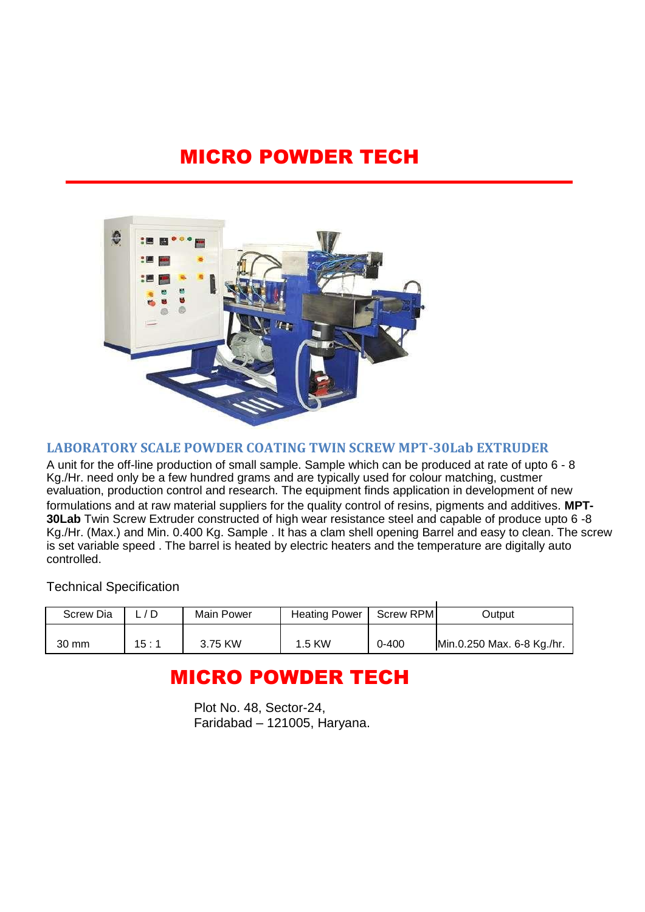# MICRO POWDER TECH

## LABORATORY SCALE POWDER COATING TWIN SCREW MPT-30Lab EXTRUDER

A unit for the off-line production of small sample. Sample which can be produced at rate of upto 6 - 8 Kg./Hr. need only be a few hundred grams and are typically used for colour matching, custmer evaluation, production control and research. The equipment finds application in development of new formulations and at raw material suppliers for the quality control of resins, pigments and additives. **MPT-30Lab** Twin Screw Extruder constructed of high wear resistance steel and capable of produce upto 6 -8 Kg./Hr. (Max.) and Min. 0.400 Kg. Sample . It has a clam shell opening Barrel and easy to clean. The screw is set variable speed . The barrel is heated by electric heaters and the temperature are digitally auto controlled.

Technical Specification

| Screw Dia | L / D | Main Power | Heating Power | Screw RPM | Output |
|---|---|---|---|---|---|
| 30 mm | 15 : 1 | 3.75 KW | 1.5 KW | 0-400 | Min.0.250 Max. 6-8 Kg./hr. |

# MICRO POWDER TECH

Plot No. 48, Sector-24,
Faridabad – 121005, Haryana.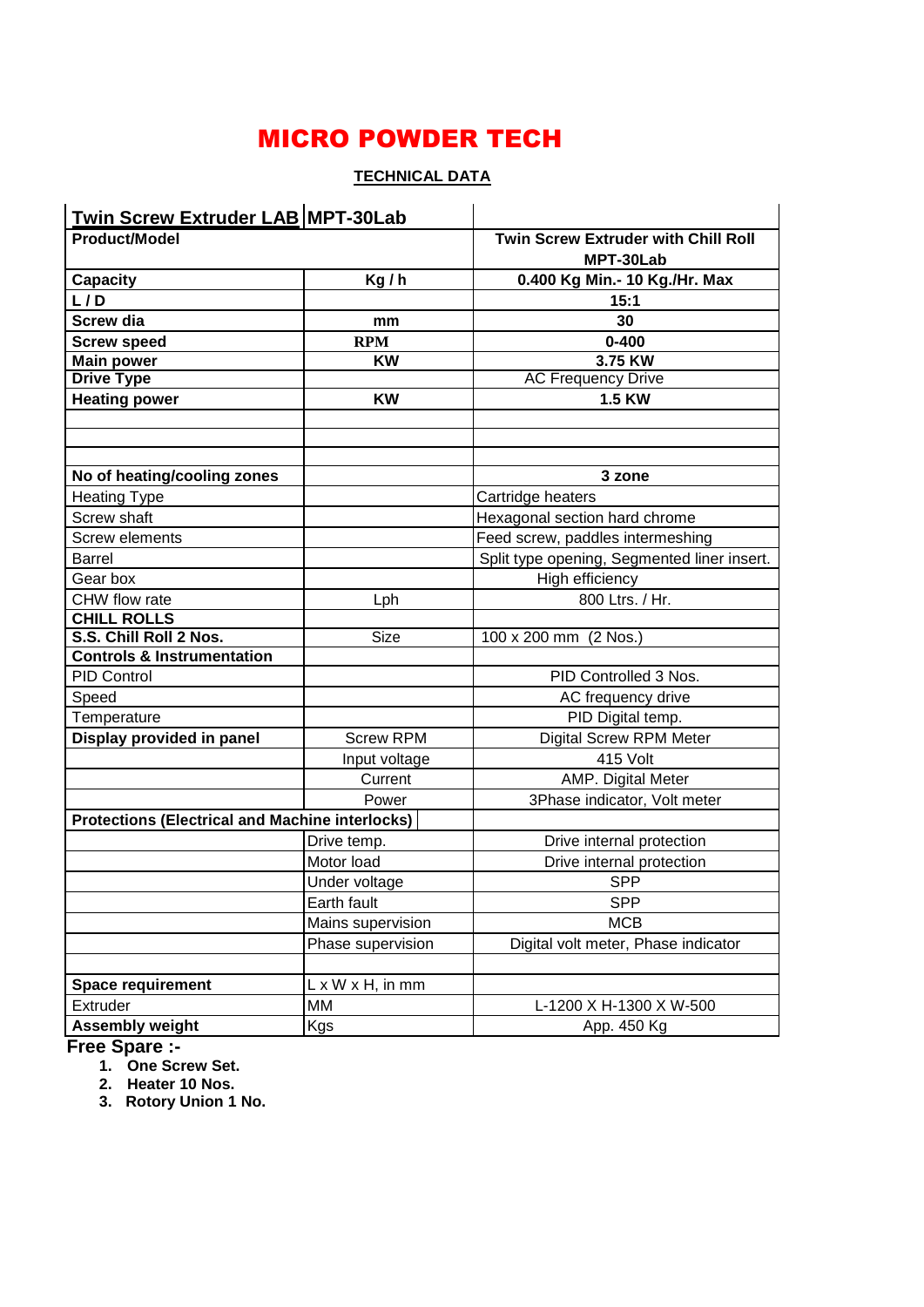# MICRO POWDER TECH

## TECHNICAL DATA

| Twin Screw Extruder LAB | MPT-30Lab | |
|---|---|---|
| **Product/Model** | | **Twin Screw Extruder with Chill Roll MPT-30Lab** |
| **Capacity** | **Kg / h** | **0.400 Kg Min.- 10 Kg./Hr. Max** |
| **L / D** | | **15:1** |
| **Screw dia** | **mm** | **30** |
| **Screw speed** | **RPM** | **0-400** |
| **Main power** | **KW** | **3.75 KW** |
| **Drive Type** | | AC Frequency Drive |
| **Heating power** | **KW** | **1.5 KW** |
| | | |
| | | |
| | | |
| **No of heating/cooling zones** | | **3 zone** |
| Heating Type | | Cartridge heaters |
| Screw shaft | | Hexagonal section hard chrome |
| Screw elements | | Feed screw, paddles intermeshing |
| Barrel | | Split type opening, Segmented liner insert. |
| Gear box | | High efficiency |
| CHW flow rate | Lph | 800 Ltrs. / Hr. |
| **CHILL ROLLS** | | |
| **S.S. Chill Roll 2 Nos.** | Size | 100 x 200 mm (2 Nos.) |
| **Controls & Instrumentation** | | |
| PID Control | | PID Controlled 3 Nos. |
| Speed | | AC frequency drive |
| Temperature | | PID Digital temp. |
| **Display provided in panel** | Screw RPM | Digital Screw RPM Meter |
| | Input voltage | 415 Volt |
| | Current | AMP. Digital Meter |
| | Power | 3Phase indicator, Volt meter |
| **Protections (Electrical and Machine interlocks)** | | |
| | Drive temp. | Drive internal protection |
| | Motor load | Drive internal protection |
| | Under voltage | SPP |
| | Earth fault | SPP |
| | Mains supervision | MCB |
| | Phase supervision | Digital volt meter, Phase indicator |
| | | |
| **Space requirement** | L x W x H, in mm | |
| Extruder | MM | L-1200 X H-1300 X W-500 |
| **Assembly weight** | Kgs | App. 450 Kg |

**Free Spare :-**

1. **One Screw Set.**
2. **Heater 10 Nos.**
3. **Rotory Union 1 No.**